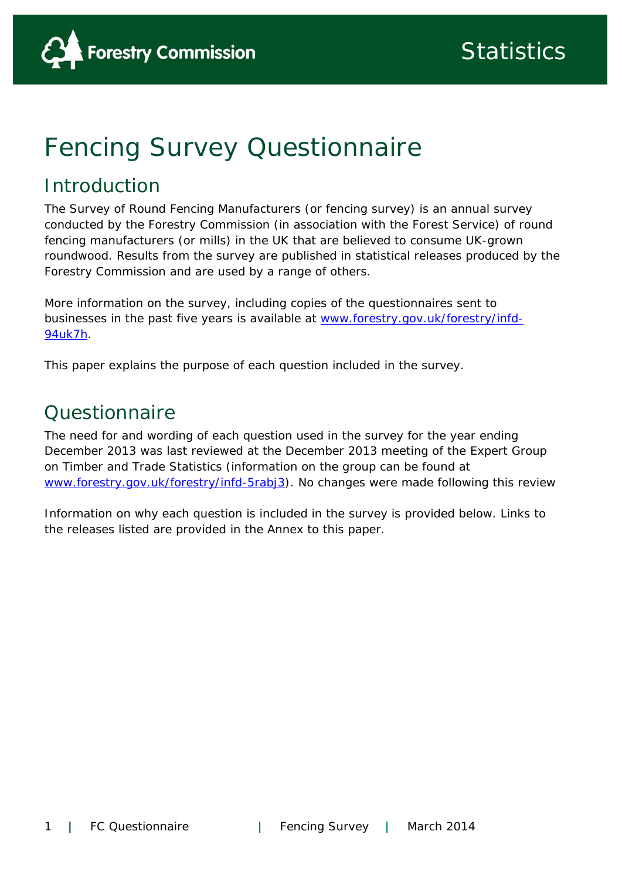# Fencing Survey Questionnaire

## Introduction

The Survey of Round Fencing Manufacturers (or fencing survey) is an annual survey conducted by the Forestry Commission (in association with the Forest Service) of round fencing manufacturers (or mills) in the UK that are believed to consume UK-grown roundwood. Results from the survey are published in statistical releases produced by the Forestry Commission and are used by a range of others.

More information on the survey, including copies of the questionnaires sent to businesses in the past five years is available at [www.forestry.gov.uk/forestry/infd-94uk7h](www.forestry.gov.uk/forestry/infd-94uk7h).

This paper explains the purpose of each question included in the survey.

## Questionnaire

The need for and wording of each question used in the survey for the year ending December 2013 was last reviewed at the December 2013 meeting of the Expert Group on Timber and Trade Statistics (information on the group can be found at [www.forestry.gov.uk/forestry/infd-5rabj3](www.forestry.gov.uk/forestry/infd-5rabj3)). No changes were made following this review

Information on why each question is included in the survey is provided below. Links to the releases listed are provided in the Annex to this paper.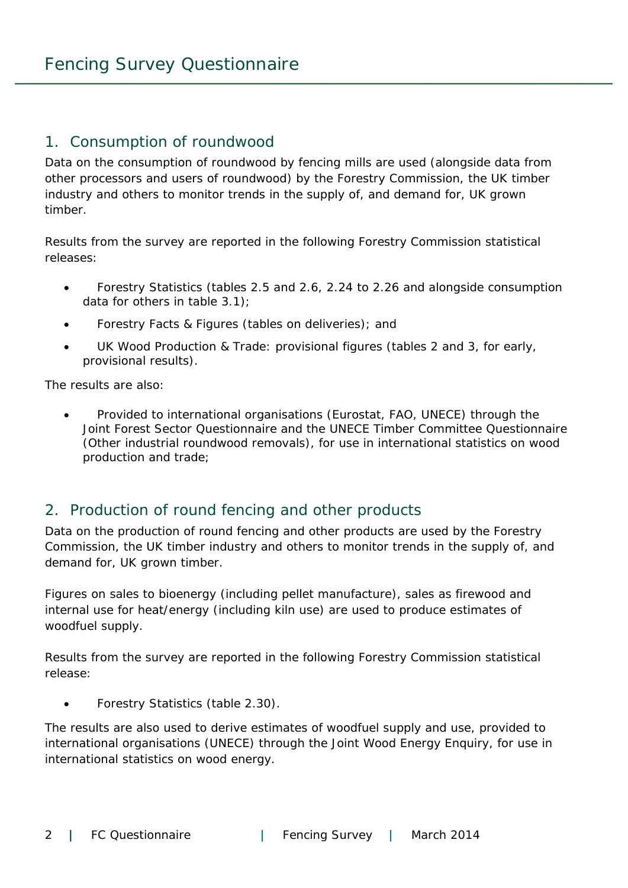# Fencing Survey Questionnaire

## 1. Consumption of roundwood

Data on the consumption of roundwood by fencing mills are used (alongside data from other processors and users of roundwood) by the Forestry Commission, the UK timber industry and others to monitor trends in the supply of, and demand for, UK grown timber.

Results from the survey are reported in the following Forestry Commission statistical releases:

- Forestry Statistics (tables 2.5 and 2.6, 2.24 to 2.26 and alongside consumption data for others in table 3.1);
- Forestry Facts & Figures (tables on deliveries); and
- UK Wood Production & Trade: provisional figures (tables 2 and 3, for early, provisional results).

The results are also:

- Provided to international organisations (Eurostat, FAO, UNECE) through the Joint Forest Sector Questionnaire and the UNECE Timber Committee Questionnaire (Other industrial roundwood removals), for use in international statistics on wood production and trade;

## 2. Production of round fencing and other products

Data on the production of round fencing and other products are used by the Forestry Commission, the UK timber industry and others to monitor trends in the supply of, and demand for, UK grown timber.

Figures on sales to bioenergy (including pellet manufacture), sales as firewood and internal use for heat/energy (including kiln use) are used to produce estimates of woodfuel supply.

Results from the survey are reported in the following Forestry Commission statistical release:

- Forestry Statistics (table 2.30).

The results are also used to derive estimates of woodfuel supply and use, provided to international organisations (UNECE) through the Joint Wood Energy Enquiry, for use in international statistics on wood energy.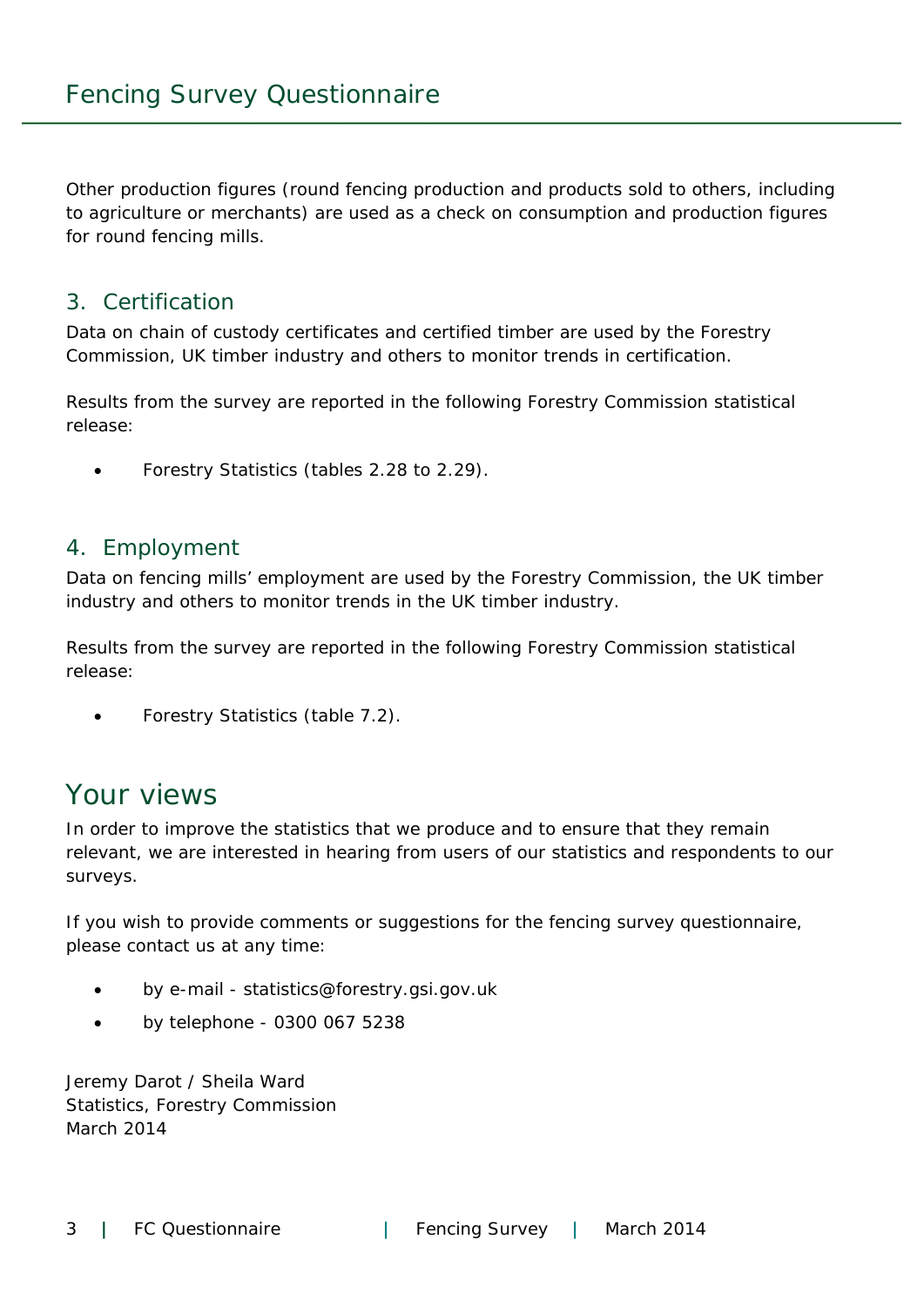Other production figures (round fencing production and products sold to others, including to agriculture or merchants) are used as a check on consumption and production figures for round fencing mills.

### 3. Certification

Data on chain of custody certificates and certified timber are used by the Forestry Commission, UK timber industry and others to monitor trends in certification.

Results from the survey are reported in the following Forestry Commission statistical release:

- Forestry Statistics (tables 2.28 to 2.29).

### 4. Employment

Data on fencing mills' employment are used by the Forestry Commission, the UK timber industry and others to monitor trends in the UK timber industry.

Results from the survey are reported in the following Forestry Commission statistical release:

- Forestry Statistics (table 7.2).

## Your views

In order to improve the statistics that we produce and to ensure that they remain relevant, we are interested in hearing from users of our statistics and respondents to our surveys.

If you wish to provide comments or suggestions for the fencing survey questionnaire, please contact us at any time:

- by e-mail - statistics@forestry.gsi.gov.uk
- by telephone - 0300 067 5238

Jeremy Darot / Sheila Ward
Statistics, Forestry Commission
March 2014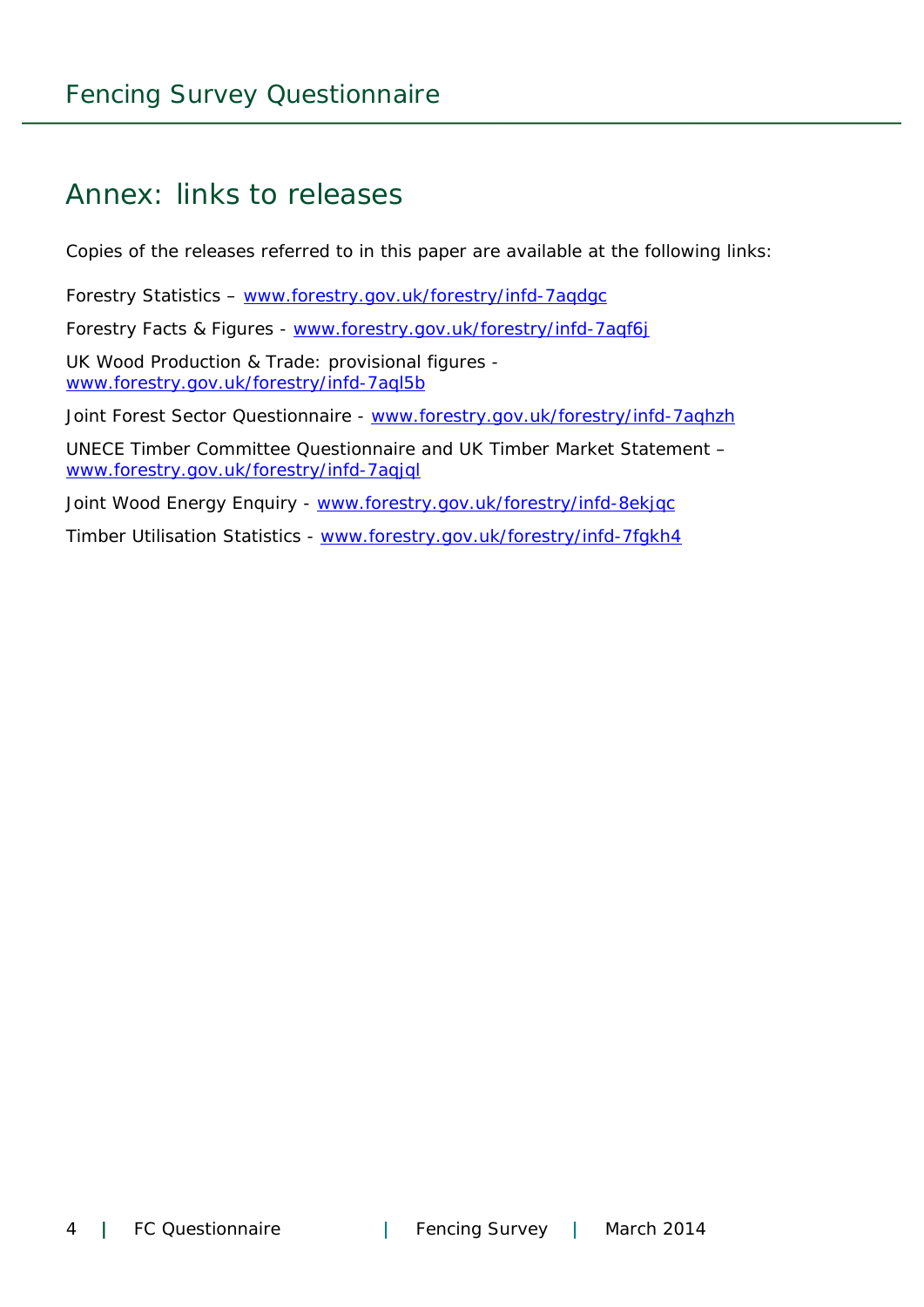## Annex: links to releases

Copies of the releases referred to in this paper are available at the following links:

Forestry Statistics – www.forestry.gov.uk/forestry/infd-7aqdgc

Forestry Facts & Figures - www.forestry.gov.uk/forestry/infd-7aqf6j

UK Wood Production & Trade: provisional figures - www.forestry.gov.uk/forestry/infd-7aql5b

Joint Forest Sector Questionnaire - www.forestry.gov.uk/forestry/infd-7aqhzh

UNECE Timber Committee Questionnaire and UK Timber Market Statement – www.forestry.gov.uk/forestry/infd-7aqjql

Joint Wood Energy Enquiry - www.forestry.gov.uk/forestry/infd-8ekjqc

Timber Utilisation Statistics - www.forestry.gov.uk/forestry/infd-7fgkh4